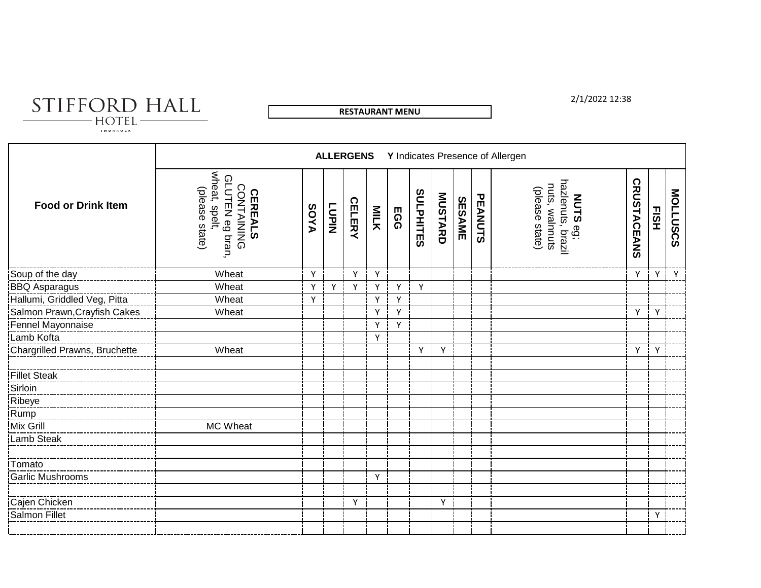STIFFORD HALL HOTEL THURROCK

2/1/2022 12:38

**RESTAURANT MENU**

| Food or Drink Item | ALLERGENS **Y** Indicates Presence of Allergen | | | | | | | | | | | | | |
|---|---|---|---|---|---|---|---|---|---|---|---|---|---|---|
| | **CEREALS** CONTAINING GLUTEN eg bran, wheat, spelt, (please state) | **SOYA** | **LUPIN** | **CELERY** | **MILK** | **EGG** | **SULPHITES** | **MUSTARD** | **SESAME** | **PEANUTS** | **NUTS** eg; hazlenuts, brazil nuts, walnnuts (please state) | **CRUSTACEANS** | **FISH** | **MOLLUSCS** |
| Soup of the day | Wheat | Y | | Y | Y | | | | | | | Y | Y | Y |
| BBQ Asparagus | Wheat | Y | Y | Y | Y | Y | Y | | | | | | | |
| Hallumi, Griddled Veg, Pitta | Wheat | Y | | | Y | Y | | | | | | | | |
| Salmon Prawn,Crayfish Cakes | Wheat | | | | Y | Y | | | | | | Y | Y | |
| Fennel Mayonnaise | | | | | Y | Y | | | | | | | | |
| Lamb Kofta | | | | | Y | | | | | | | | | |
| Chargrilled Prawns, Bruchette | Wheat | | | | | | Y | Y | | | | Y | Y | |
| | | | | | | | | | | | | | | |
| Fillet Steak | | | | | | | | | | | | | | |
| Sirloin | | | | | | | | | | | | | | |
| Ribeye | | | | | | | | | | | | | | |
| Rump | | | | | | | | | | | | | | |
| Mix Grill | MC Wheat | | | | | | | | | | | | | |
| Lamb Steak | | | | | | | | | | | | | | |
| | | | | | | | | | | | | | | |
| Tomato | | | | | | | | | | | | | | |
| Garlic Mushrooms | | | | | Y | | | | | | | | | |
| | | | | | | | | | | | | | | |
| Cajen Chicken | | | | Y | | | | Y | | | | | | |
| Salmon Fillet | | | | | | | | | | | | | Y | |
| | | | | | | | | | | | | | | |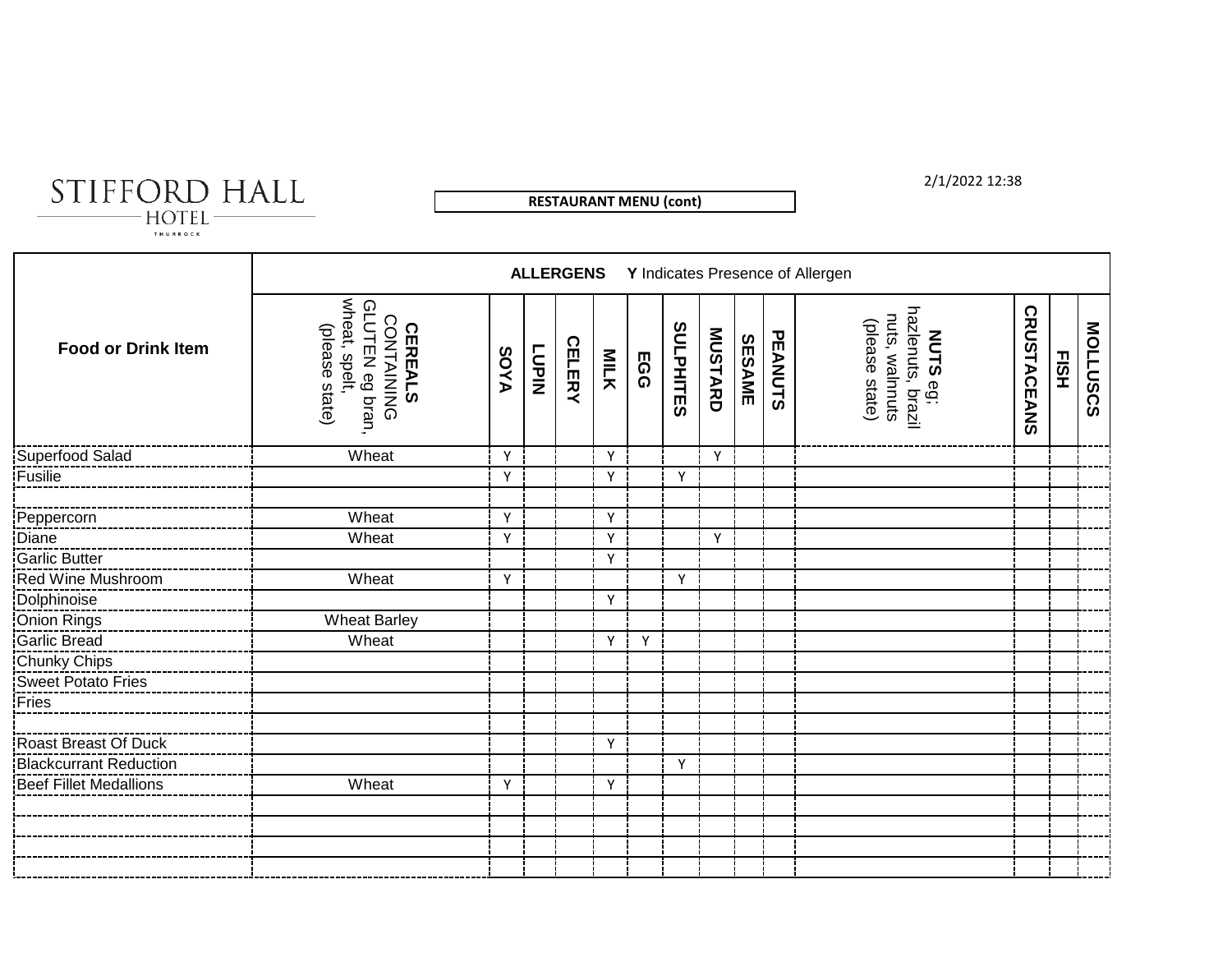STIFFORD HALL HOTEL THURROCK

2/1/2022 12:38

**RESTAURANT MENU (cont)**

| Food or Drink Item | ALLERGENS **Y** Indicates Presence of Allergen | | | | | | | | | | | | | |
|---|---|---|---|---|---|---|---|---|---|---|---|---|---|---|
| | **CEREALS** CONTAINING GLUTEN eg bran, wheat, spelt, (please state) | **SOYA** | **LUPIN** | **CELERY** | **MILK** | **EGG** | **SULPHITES** | **MUSTARD** | **SESAME** | **PEANUTS** | **NUTS** eg; hazlenuts, brazil nuts, walnnuts (please state) | **CRUSTACEANS** | **FISH** | **MOLLUSCS** |
| Superfood Salad | Wheat | Y | | | Y | | | Y | | | | | | |
| Fusilie | | Y | | | Y | | Y | | | | | | | |
| | | | | | | | | | | | | | | |
| Peppercorn | Wheat | Y | | | Y | | | | | | | | | |
| Diane | Wheat | Y | | | Y | | | Y | | | | | | |
| Garlic Butter | | | | | Y | | | | | | | | | |
| Red Wine Mushroom | Wheat | Y | | | | | Y | | | | | | | |
| Dolphinoise | | | | | Y | | | | | | | | | |
| Onion Rings | Wheat Barley | | | | | | | | | | | | | |
| Garlic Bread | Wheat | | | | Y | Y | | | | | | | | |
| Chunky Chips | | | | | | | | | | | | | | |
| Sweet Potato Fries | | | | | | | | | | | | | | |
| Fries | | | | | | | | | | | | | | |
| | | | | | | | | | | | | | | |
| Roast Breast Of Duck | | | | | Y | | | | | | | | | |
| Blackcurrant Reduction | | | | | | | Y | | | | | | | |
| Beef Fillet Medallions | Wheat | Y | | | Y | | | | | | | | | |
| | | | | | | | | | | | | | | |
| | | | | | | | | | | | | | | |
| | | | | | | | | | | | | | | |
| | | | | | | | | | | | | | | |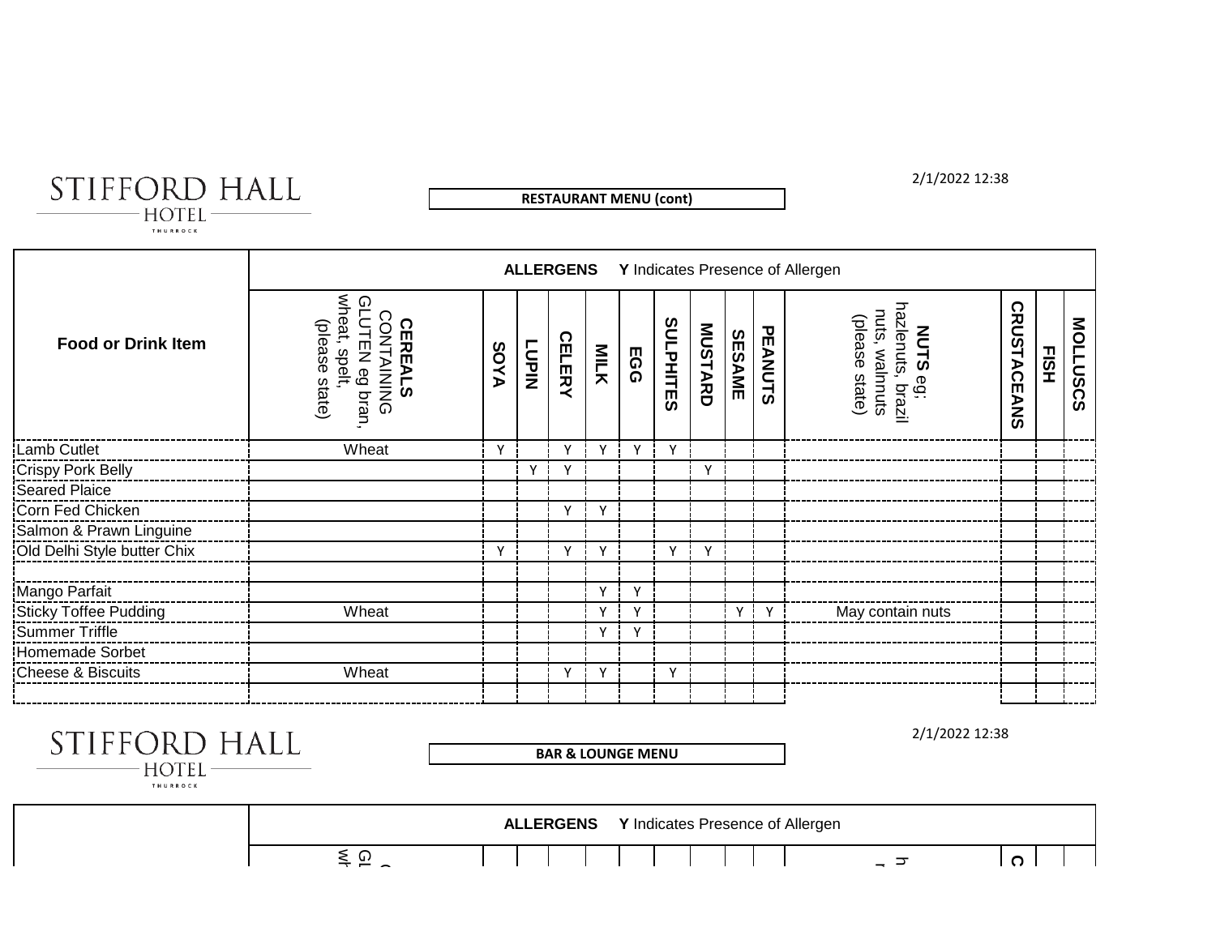STIFFORD HALL HOTEL
THURROCK

2/1/2022 12:38

**RESTAURANT MENU (cont)**

**ALLERGENS** **Y** Indicates Presence of Allergen

| Food or Drink Item | CEREALS CONTAINING GLUTEN eg bran, wheat, spelt, (please state) | SOYA | LUPIN | CELERY | MILK | EGG | SULPHITES | MUSTARD | SESAME | PEANUTS | NUTS eg; hazlenuts, brazil nuts, walnnuts (please state) | CRUSTACEANS | FISH | MOLLUSCS |
|---|---|---|---|---|---|---|---|---|---|---|---|---|---|---|
| Lamb Cutlet | Wheat | Y | | Y | Y | Y | Y | | | | | | | |
| Crispy Pork Belly | | | Y | Y | | | | Y | | | | | | |
| Seared Plaice | | | | | | | | | | | | | | |
| Corn Fed Chicken | | | | Y | Y | | | | | | | | | |
| Salmon & Prawn Linguine | | | | | | | | | | | | | | |
| Old Delhi Style butter Chix | | Y | | Y | Y | | Y | Y | | | | | | |
| | | | | | | | | | | | | | | |
| Mango Parfait | | | | | Y | Y | | | | | | | | |
| Sticky Toffee Pudding | Wheat | | | | Y | Y | | | Y | Y | May contain nuts | | | |
| Summer Triffle | | | | | Y | Y | | | | | | | | |
| Homemade Sorbet | | | | | | | | | | | | | | |
| Cheese & Biscuits | Wheat | | | Y | Y | | Y | | | | | | | |
| | | | | | | | | | | | | | | |

STIFFORD HALL HOTEL
THURROCK

2/1/2022 12:38

**BAR & LOUNGE MENU**

**ALLERGENS** **Y** Indicates Presence of Allergen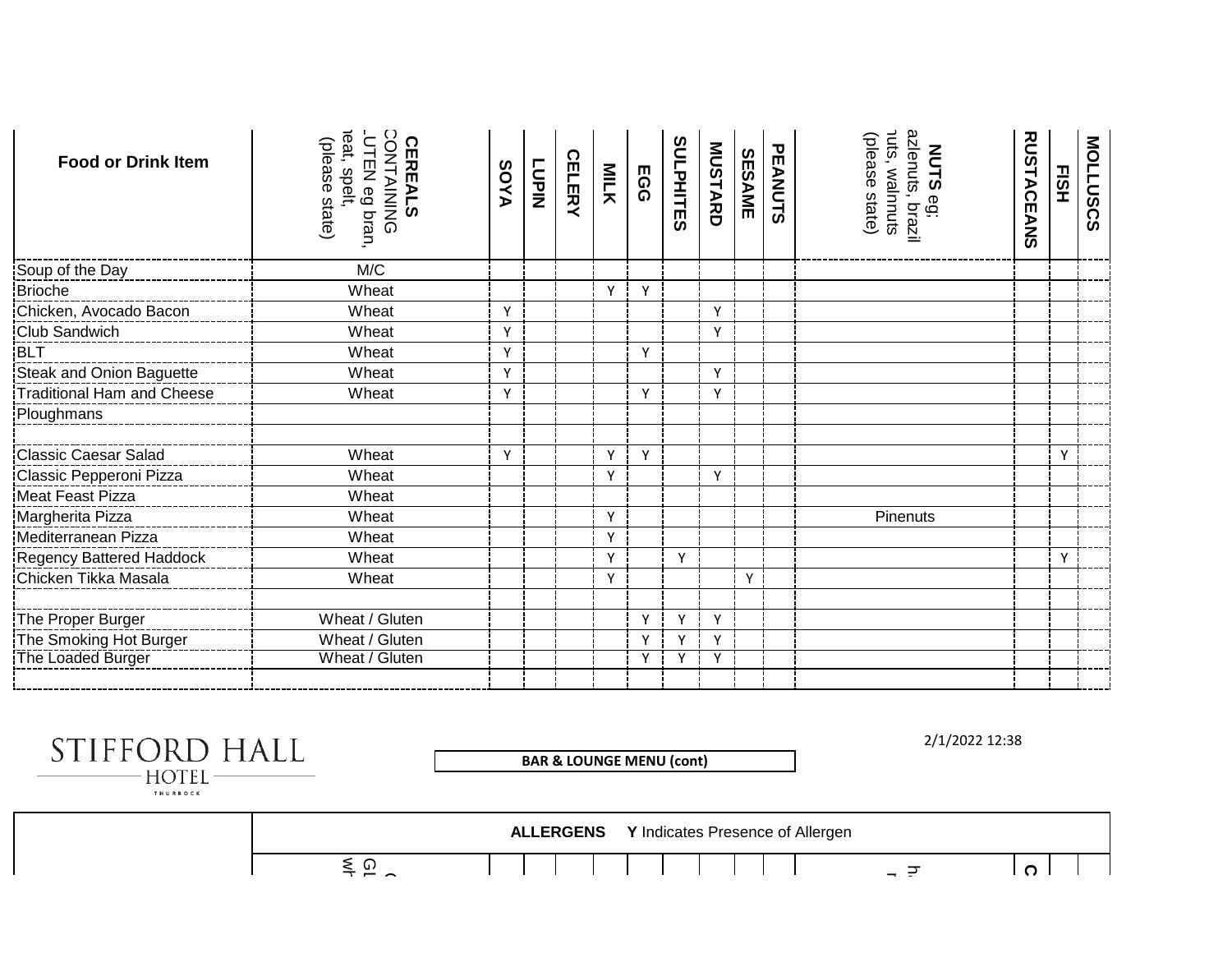| Food or Drink Item | CEREALS CONTAINING GLUTEN eg bran, wheat, spelt, (please state) | SOYA | LUPIN | CELERY | MILK | EGG | SULPHITES | MUSTARD | SESAME | PEANUTS | NUTS eg; hazlenuts, brazil nuts, walnuts (please state) | CRUSTACEANS | FISH | MOLLUSCS |
|---|---|---|---|---|---|---|---|---|---|---|---|---|---|---|
| Soup of the Day | M/C | | | | | | | | | | | | | |
| Brioche | Wheat | | | | Y | Y | | | | | | | | |
| Chicken, Avocado Bacon | Wheat | Y | | | | | | Y | | | | | | |
| Club Sandwich | Wheat | Y | | | | | | Y | | | | | | |
| BLT | Wheat | Y | | | | Y | | | | | | | | |
| Steak and Onion Baguette | Wheat | Y | | | | | | Y | | | | | | |
| Traditional Ham and Cheese | Wheat | Y | | | | Y | | Y | | | | | | |
| Ploughmans | | | | | | | | | | | | | | |
| | | | | | | | | | | | | | | |
| Classic Caesar Salad | Wheat | Y | | | Y | Y | | | | | | | Y | |
| Classic Pepperoni Pizza | Wheat | | | | Y | | | Y | | | | | | |
| Meat Feast Pizza | Wheat | | | | | | | | | | | | | |
| Margherita Pizza | Wheat | | | | Y | | | | | | Pinenuts | | | |
| Mediterranean Pizza | Wheat | | | | Y | | | | | | | | | |
| Regency Battered Haddock | Wheat | | | | Y | | Y | | | | | | Y | |
| Chicken Tikka Masala | Wheat | | | | Y | | | | Y | | | | | |
| | | | | | | | | | | | | | | |
| The Proper Burger | Wheat / Gluten | | | | | Y | Y | Y | | | | | | |
| The Smoking Hot Burger | Wheat / Gluten | | | | | Y | Y | Y | | | | | | |
| The Loaded Burger | Wheat / Gluten | | | | | Y | Y | Y | | | | | | |
| | | | | | | | | | | | | | | |

STIFFORD HALL HOTEL THURROCK

**BAR & LOUNGE MENU (cont)**

2/1/2022 12:38

**ALLERGENS** **Y** Indicates Presence of Allergen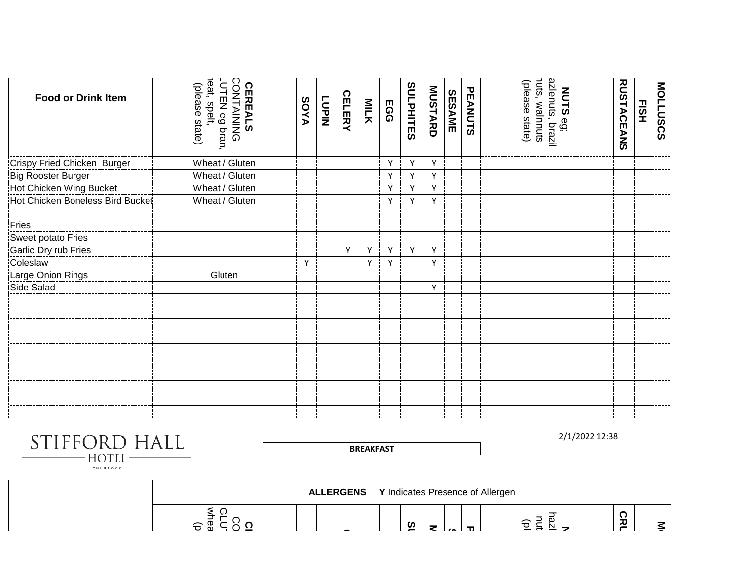| Food or Drink Item | CEREALS CONTAINING GLUTEN eg bran, wheat, spelt, (please state) | SOYA | LUPIN | CELERY | MILK | EGG | SULPHITES | MUSTARD | SESAME | PEANUTS | NUTS eg; hazlenuts, brazil nuts, walnnuts (please state) | CRUSTACEANS | FISH | MOLLUSCS |
|---|---|---|---|---|---|---|---|---|---|---|---|---|---|---|
| Crispy Fried Chicken Burger | Wheat / Gluten | | | | | Y | Y | Y | | | | | | |
| Big Rooster Burger | Wheat / Gluten | | | | | Y | Y | Y | | | | | | |
| Hot Chicken Wing Bucket | Wheat / Gluten | | | | | Y | Y | Y | | | | | | |
| Hot Chicken Boneless Bird Bucket | Wheat / Gluten | | | | | Y | Y | Y | | | | | | |
| | | | | | | | | | | | | | | |
| Fries | | | | | | | | | | | | | | |
| Sweet potato Fries | | | | | | | | | | | | | | |
| Garlic Dry rub Fries | | | | Y | Y | Y | Y | Y | | | | | | |
| Coleslaw | | Y | | | Y | Y | | Y | | | | | | |
| Large Onion Rings | Gluten | | | | | | | | | | | | | |
| Side Salad | | | | | | | | Y | | | | | | |

STIFFORD HALL HOTEL THURROCK

2/1/2022 12:38

**BREAKFAST**

| | ALLERGENS **Y** Indicates Presence of Allergen |
|---|---|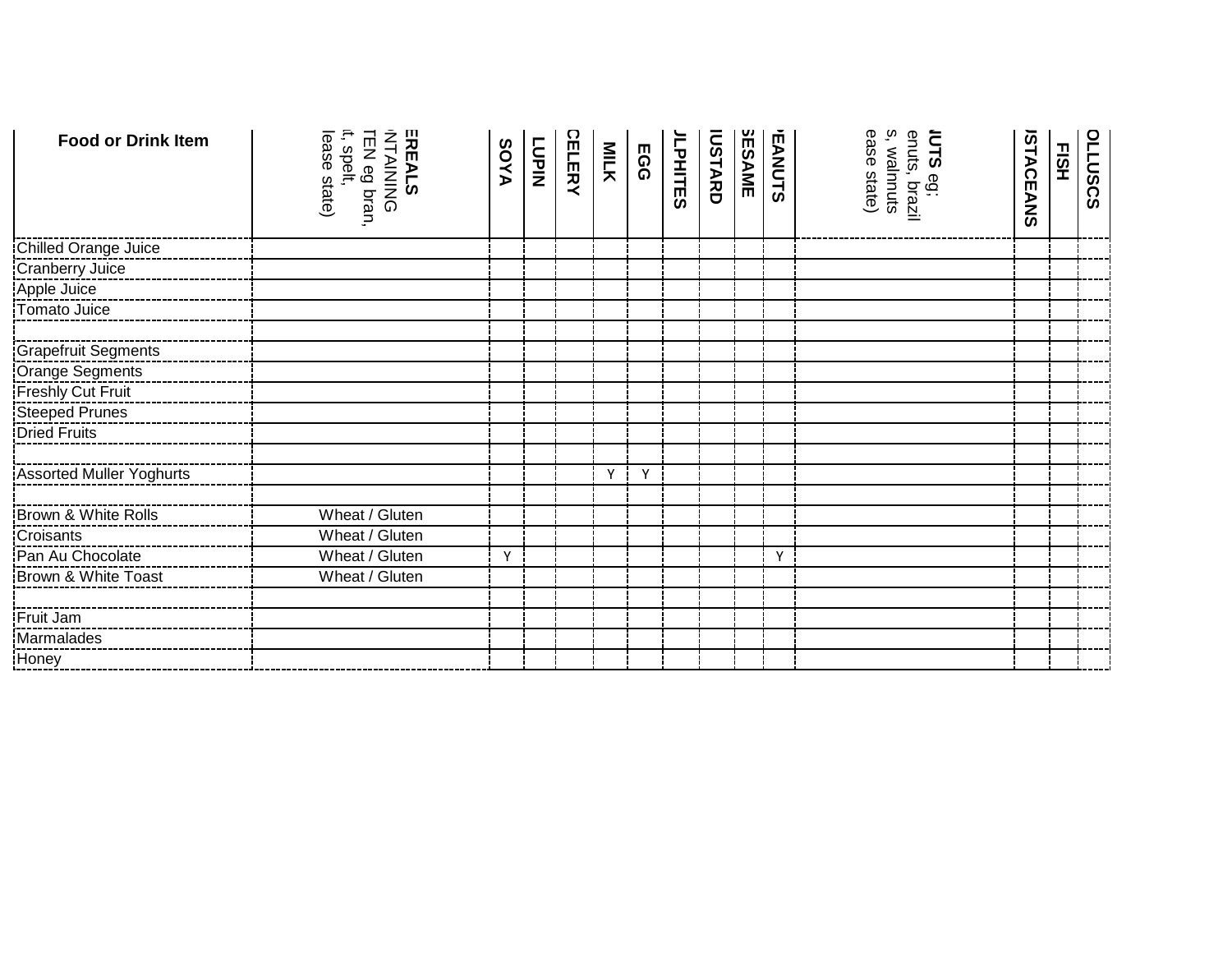| Food or Drink Item | EREALS NTAINING TEN eg bran, t, spelt, lease state) | SOYA | LUPIN | CELERY | MILK | EGG | ULPHITES | USTARD | SESAME | EANUTS | UTS eg; enuts, brazil s, walnuts ease state) | STACEANS | FISH | OLLUSCS |
|---|---|---|---|---|---|---|---|---|---|---|---|---|---|---|
| Chilled Orange Juice | | | | | | | | | | | | | | |
| Cranberry Juice | | | | | | | | | | | | | | |
| Apple Juice | | | | | | | | | | | | | | |
| Tomato Juice | | | | | | | | | | | | | | |
| | | | | | | | | | | | | | | |
| Grapefruit Segments | | | | | | | | | | | | | | |
| Orange Segments | | | | | | | | | | | | | | |
| Freshly Cut Fruit | | | | | | | | | | | | | | |
| Steeped Prunes | | | | | | | | | | | | | | |
| Dried Fruits | | | | | | | | | | | | | | |
| | | | | | | | | | | | | | | |
| Assorted Muller Yoghurts | | | | | Y | Y | | | | | | | | |
| | | | | | | | | | | | | | | |
| Brown & White Rolls | Wheat / Gluten | | | | | | | | | | | | | |
| Croisants | Wheat / Gluten | | | | | | | | | | | | | |
| Pan Au Chocolate | Wheat / Gluten | Y | | | | | | | | Y | | | | |
| Brown & White Toast | Wheat / Gluten | | | | | | | | | | | | | |
| | | | | | | | | | | | | | | |
| Fruit Jam | | | | | | | | | | | | | | |
| Marmalades | | | | | | | | | | | | | | |
| Honey | | | | | | | | | | | | | | |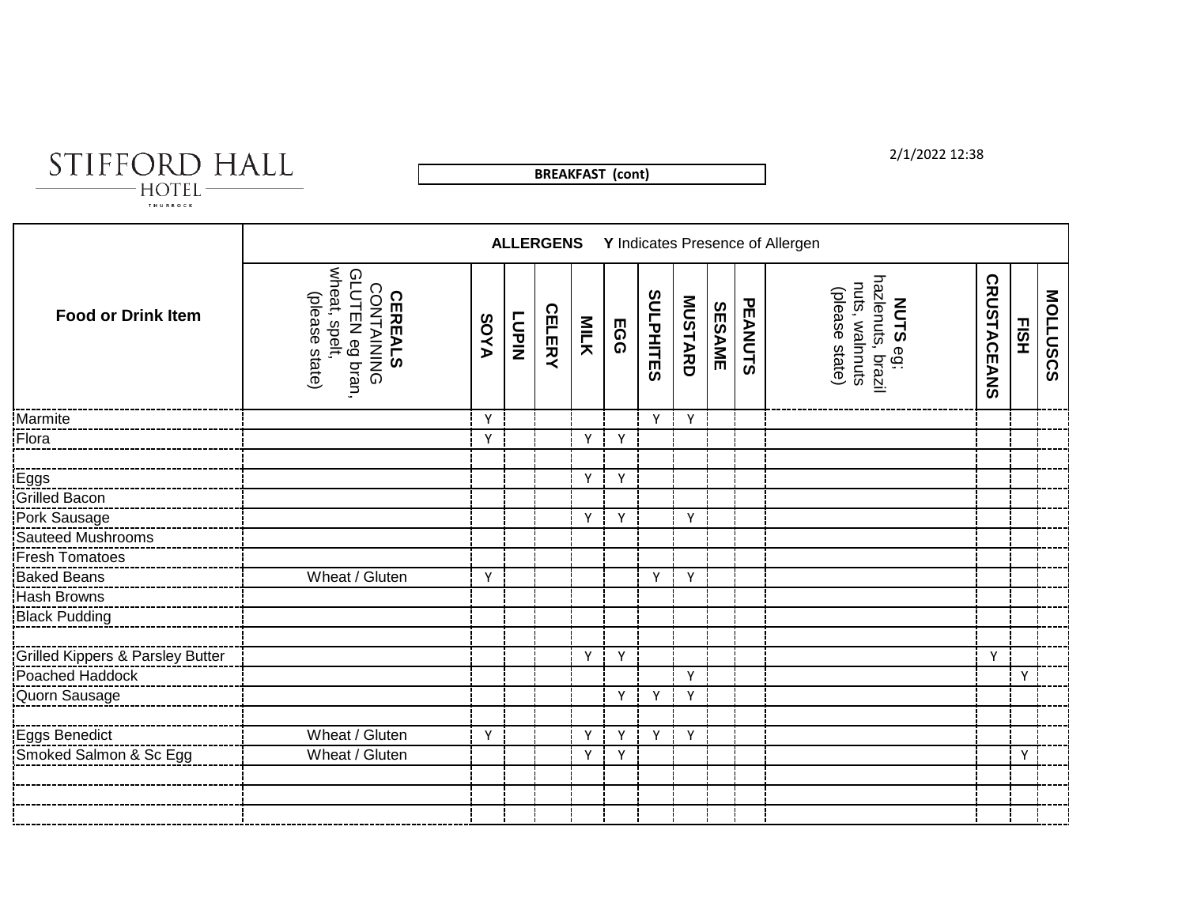# STIFFORD HALL HOTEL

THURROCK

**BREAKFAST (cont)**

2/1/2022 12:38

| Food or Drink Item | ALLERGENS Y Indicates Presence of Allergen | | | | | | | | | | | | |
|---|---|---|---|---|---|---|---|---|---|---|---|---|---|
| | **CEREALS** CONTAINING GLUTEN eg bran, wheat, spelt, (please state) | **SOYA** | **LUPIN** | **CELERY** | **MILK** | **EGG** | **SULPHITES** | **MUSTARD** | **SESAME** | **PEANUTS** | **NUTS** eg; hazlenuts, brazil nuts, walnnuts (please state) | **CRUSTACEANS** | **FISH** | **MOLLUSCS** |
| Marmite | | Y | | | | | Y | Y | | | | | | |
| Flora | | Y | | | Y | Y | | | | | | | | |
| | | | | | | | | | | | | | | |
| Eggs | | | | | Y | Y | | | | | | | | |
| Grilled Bacon | | | | | | | | | | | | | | |
| Pork Sausage | | | | | Y | Y | | Y | | | | | | |
| Sauteed Mushrooms | | | | | | | | | | | | | | |
| Fresh Tomatoes | | | | | | | | | | | | | | |
| Baked Beans | Wheat / Gluten | Y | | | | | Y | Y | | | | | | |
| Hash Browns | | | | | | | | | | | | | | |
| Black Pudding | | | | | | | | | | | | | | |
| | | | | | | | | | | | | | | |
| Grilled Kippers & Parsley Butter | | | | | Y | Y | | | | | | Y | | |
| Poached Haddock | | | | | | | | Y | | | | | Y | |
| Quorn Sausage | | | | | | Y | Y | Y | | | | | | |
| | | | | | | | | | | | | | | |
| Eggs Benedict | Wheat / Gluten | Y | | | Y | Y | Y | Y | | | | | | |
| Smoked Salmon & Sc Egg | Wheat / Gluten | | | | Y | Y | | | | | | | Y | |
| | | | | | | | | | | | | | | |
| | | | | | | | | | | | | | | |
| | | | | | | | | | | | | | | |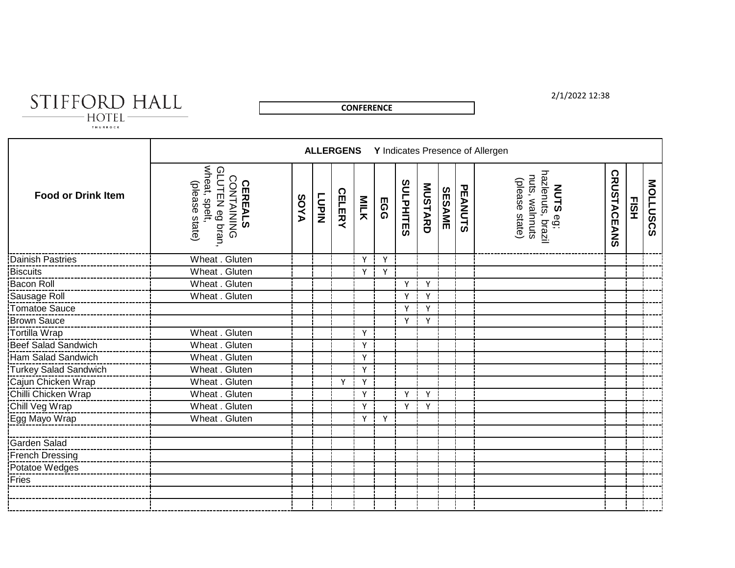STIFFORD HALL HOTEL THURROCK

**CONFERENCE**

2/1/2022 12:38

| Food or Drink Item | ALLERGENS Y Indicates Presence of Allergen | | | | | | | | | | | | | |
|---|---|---|---|---|---|---|---|---|---|---|---|---|---|---|
| | **CEREALS** CONTAINING GLUTEN eg bran, wheat, spelt, (please state) | **SOYA** | **LUPIN** | **CELERY** | **MILK** | **EGG** | **SULPHITES** | **MUSTARD** | **SESAME** | **PEANUTS** | **NUTS** eg; hazlenuts, brazil nuts, walnnuts (please state) | **CRUSTACEANS** | **FISH** | **MOLLUSCS** |
| Dainish Pastries | Wheat . Gluten | | | | Y | Y | | | | | | | | |
| Biscuits | Wheat . Gluten | | | | Y | Y | | | | | | | | |
| Bacon Roll | Wheat . Gluten | | | | | | Y | Y | | | | | | |
| Sausage Roll | Wheat . Gluten | | | | | | Y | Y | | | | | | |
| Tomatoe Sauce | | | | | | | Y | Y | | | | | | |
| Brown Sauce | | | | | | | Y | Y | | | | | | |
| Tortilla Wrap | Wheat . Gluten | | | | Y | | | | | | | | | |
| Beef Salad Sandwich | Wheat . Gluten | | | | Y | | | | | | | | | |
| Ham Salad Sandwich | Wheat . Gluten | | | | Y | | | | | | | | | |
| Turkey Salad Sandwich | Wheat . Gluten | | | | Y | | | | | | | | | |
| Cajun Chicken Wrap | Wheat . Gluten | | | Y | Y | | | | | | | | | |
| Chilli Chicken Wrap | Wheat . Gluten | | | | Y | | Y | Y | | | | | | |
| Chill Veg Wrap | Wheat . Gluten | | | | Y | | Y | Y | | | | | | |
| Egg Mayo Wrap | Wheat . Gluten | | | | Y | Y | | | | | | | | |
| | | | | | | | | | | | | | | |
| Garden Salad | | | | | | | | | | | | | | |
| French Dressing | | | | | | | | | | | | | | |
| Potatoe Wedges | | | | | | | | | | | | | | |
| Fries | | | | | | | | | | | | | | |
| | | | | | | | | | | | | | | |
| | | | | | | | | | | | | | | |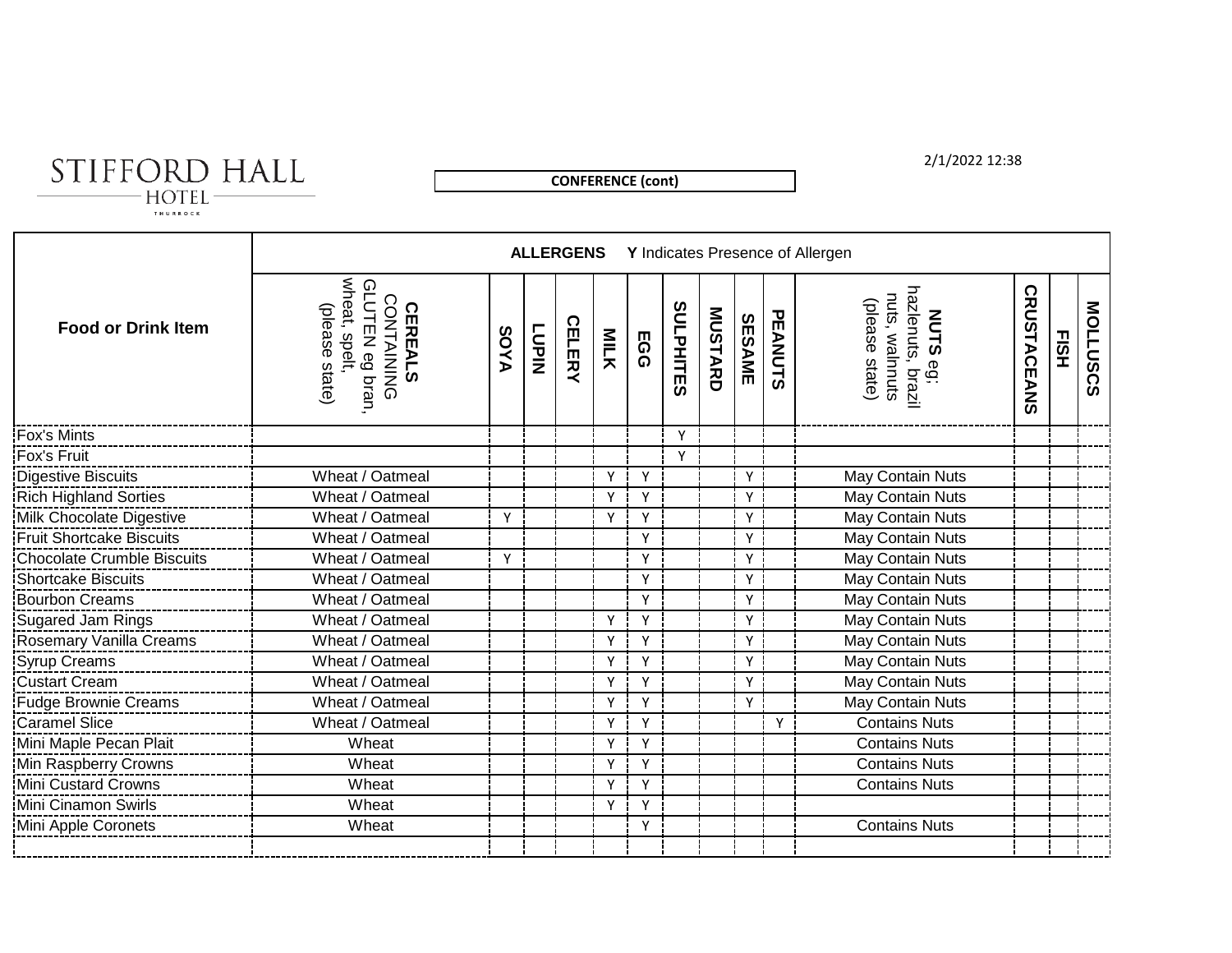**CONFERENCE (cont)**

| Food or Drink Item | ALLERGENS Y Indicates Presence of Allergen | | | | | | | | | | | | | |
|---|---|---|---|---|---|---|---|---|---|---|---|---|---|---|
| | **CEREALS** CONTAINING GLUTEN eg bran, wheat, spelt, (please state) | **SOYA** | **LUPIN** | **CELERY** | **MILK** | **EGG** | **SULPHITES** | **MUSTARD** | **SESAME** | **PEANUTS** | **NUTS** eg; hazlenuts, brazil nuts, walnnuts (please state) | **CRUSTACEANS** | **FISH** | **MOLLUSCS** |
| Fox's Mints | | | | | | | Y | | | | | | | |
| Fox's Fruit | | | | | | | Y | | | | | | | |
| Digestive Biscuits | Wheat / Oatmeal | | | | Y | Y | | | Y | | May Contain Nuts | | | |
| Rich Highland Sorties | Wheat / Oatmeal | | | | Y | Y | | | Y | | May Contain Nuts | | | |
| Milk Chocolate Digestive | Wheat / Oatmeal | Y | | | Y | Y | | | Y | | May Contain Nuts | | | |
| Fruit Shortcake Biscuits | Wheat / Oatmeal | | | | | Y | | | Y | | May Contain Nuts | | | |
| Chocolate Crumble Biscuits | Wheat / Oatmeal | Y | | | | Y | | | Y | | May Contain Nuts | | | |
| Shortcake Biscuits | Wheat / Oatmeal | | | | | Y | | | Y | | May Contain Nuts | | | |
| Bourbon Creams | Wheat / Oatmeal | | | | | Y | | | Y | | May Contain Nuts | | | |
| Sugared Jam Rings | Wheat / Oatmeal | | | | Y | Y | | | Y | | May Contain Nuts | | | |
| Rosemary Vanilla Creams | Wheat / Oatmeal | | | | Y | Y | | | Y | | May Contain Nuts | | | |
| Syrup Creams | Wheat / Oatmeal | | | | Y | Y | | | Y | | May Contain Nuts | | | |
| Custart Cream | Wheat / Oatmeal | | | | Y | Y | | | Y | | May Contain Nuts | | | |
| Fudge Brownie Creams | Wheat / Oatmeal | | | | Y | Y | | | Y | | May Contain Nuts | | | |
| Caramel Slice | Wheat / Oatmeal | | | | Y | Y | | | | Y | Contains Nuts | | | |
| Mini Maple Pecan Plait | Wheat | | | | Y | Y | | | | | Contains Nuts | | | |
| Min Raspberry Crowns | Wheat | | | | Y | Y | | | | | Contains Nuts | | | |
| Mini Custard Crowns | Wheat | | | | Y | Y | | | | | Contains Nuts | | | |
| Mini Cinamon Swirls | Wheat | | | | Y | Y | | | | | | | | |
| Mini Apple Coronets | Wheat | | | | | Y | | | | | Contains Nuts | | | |
| | | | | | | | | | | | | | | |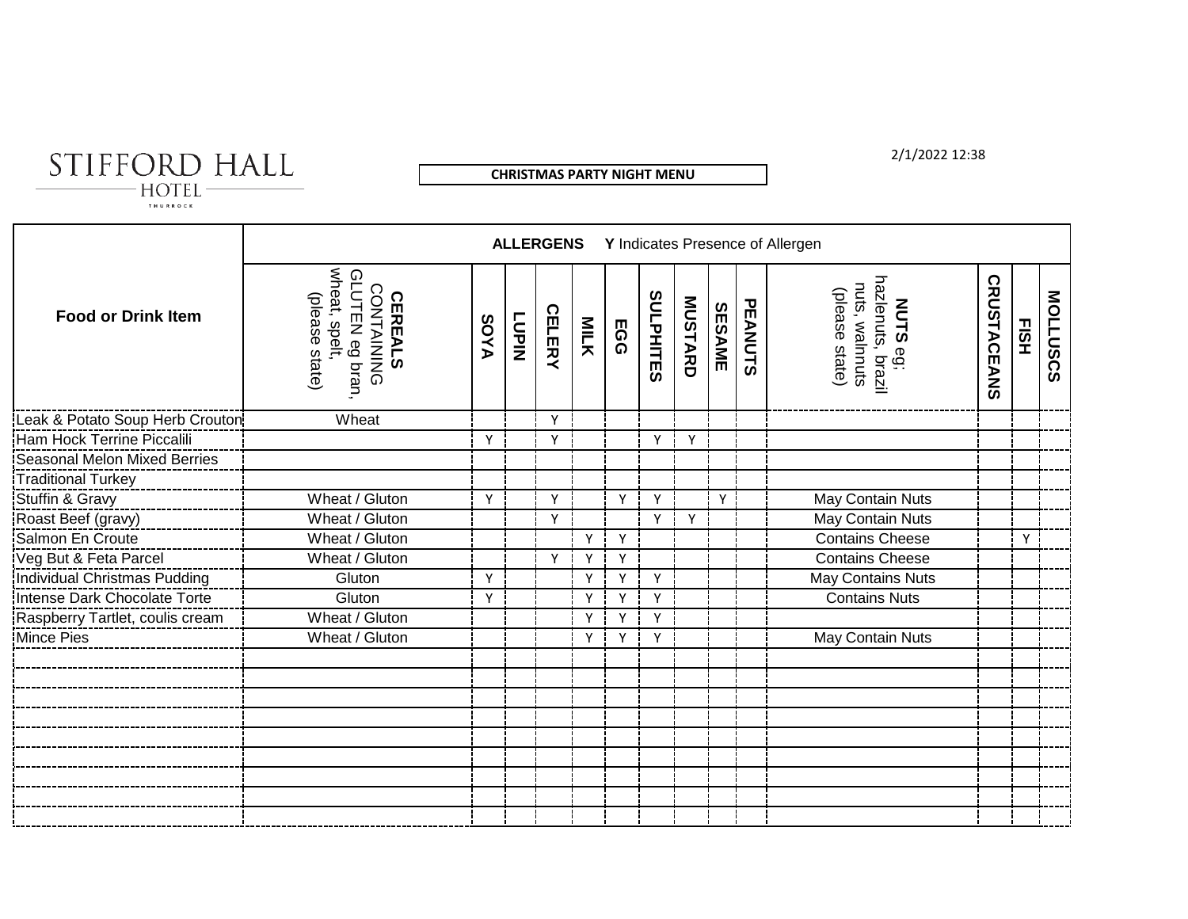2/1/2022 12:38

# STIFFORD HALL HOTEL

THURROCK

**CHRISTMAS PARTY NIGHT MENU**

| Food or Drink Item | **ALLERGENS** **Y** Indicates Presence of Allergen | | | | | | | | | | | | | |
|---|---|---|---|---|---|---|---|---|---|---|---|---|---|---|
| | **CEREALS** CONTAINING GLUTEN eg bran, wheat, spelt, (please state) | **SOYA** | **LUPIN** | **CELERY** | **MILK** | **EGG** | **SULPHITES** | **MUSTARD** | **SESAME** | **PEANUTS** | **NUTS** eg; hazlenuts, brazil nuts, walnnuts (please state) | **CRUSTACEANS** | **FISH** | **MOLLUSCS** |
| Leak & Potato Soup Herb Crouton | Wheat | | | Y | | | | | | | | | | |
| Ham Hock Terrine Piccalili | | Y | | Y | | | Y | Y | | | | | | |
| Seasonal Melon Mixed Berries | | | | | | | | | | | | | | |
| Traditional Turkey | | | | | | | | | | | | | | |
| Stuffin & Gravy | Wheat / Gluton | Y | | Y | | Y | Y | | Y | | May Contain Nuts | | | |
| Roast Beef (gravy) | Wheat / Gluton | | | Y | | | Y | Y | | | May Contain Nuts | | | |
| Salmon En Croute | Wheat / Gluton | | | | Y | Y | | | | | Contains Cheese | | Y | |
| Veg But & Feta Parcel | Wheat / Gluton | | | Y | Y | Y | | | | | Contains Cheese | | | |
| Individual Christmas Pudding | Gluton | Y | | | Y | Y | Y | | | | May Contains Nuts | | | |
| Intense Dark Chocolate Torte | Gluton | Y | | | Y | Y | Y | | | | Contains Nuts | | | |
| Raspberry Tartlet, coulis cream | Wheat / Gluton | | | | Y | Y | Y | | | | | | | |
| Mince Pies | Wheat / Gluton | | | | Y | Y | Y | | | | May Contain Nuts | | | |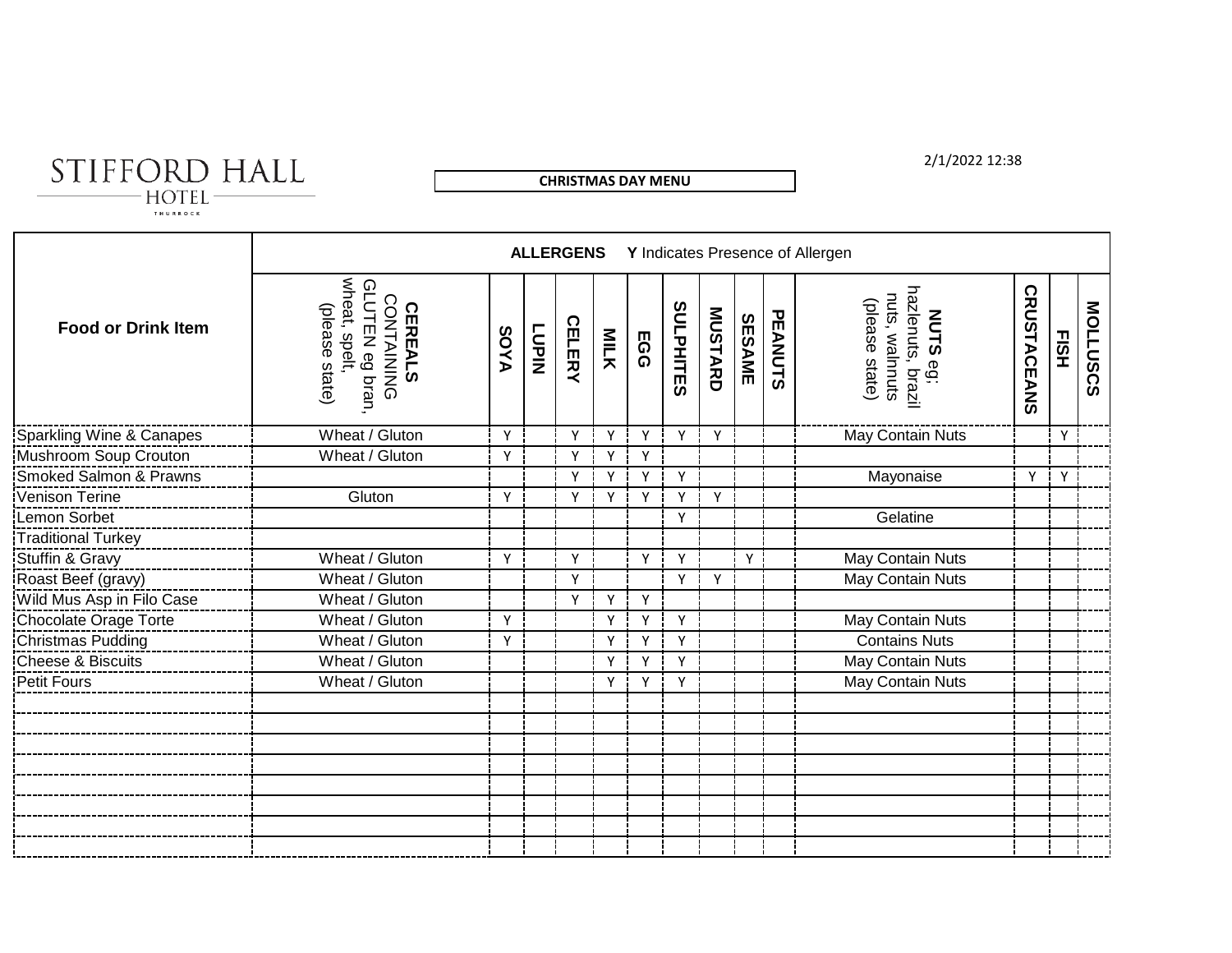STIFFORD HALL HOTEL THURROCK

2/1/2022 12:38

**CHRISTMAS DAY MENU**

| Food or Drink Item | ALLERGENS **Y** Indicates Presence of Allergen | | | | | | | | | | | | | |
|---|---|---|---|---|---|---|---|---|---|---|---|---|---|---|
| | **CEREALS** CONTAINING GLUTEN eg bran, wheat, spelt, (please state) | **SOYA** | **LUPIN** | **CELERY** | **MILK** | **EGG** | **SULPHITES** | **MUSTARD** | **SESAME** | **PEANUTS** | **NUTS** eg; hazlenuts, brazil nuts, walnnuts (please state) | **CRUSTACEANS** | **FISH** | **MOLLUSCS** |
| Sparkling Wine & Canapes | Wheat / Gluton | Y | | Y | Y | Y | Y | Y | | | May Contain Nuts | | Y | |
| Mushroom Soup Crouton | Wheat / Gluton | Y | | Y | Y | Y | | | | | | | | |
| Smoked Salmon & Prawns | | | | Y | Y | Y | Y | | | | Mayonaise | Y | Y | |
| Venison Terine | Gluton | Y | | Y | Y | Y | Y | Y | | | | | | |
| Lemon Sorbet | | | | | | | Y | | | | Gelatine | | | |
| Traditional Turkey | | | | | | | | | | | | | | |
| Stuffin & Gravy | Wheat / Gluton | Y | | Y | | Y | Y | | Y | | May Contain Nuts | | | |
| Roast Beef (gravy) | Wheat / Gluton | | | Y | | | Y | Y | | | May Contain Nuts | | | |
| Wild Mus Asp in Filo Case | Wheat / Gluton | | | Y | Y | Y | | | | | | | | |
| Chocolate Orage Torte | Wheat / Gluton | Y | | | Y | Y | Y | | | | May Contain Nuts | | | |
| Christmas Pudding | Wheat / Gluton | Y | | | Y | Y | Y | | | | Contains Nuts | | | |
| Cheese & Biscuits | Wheat / Gluton | | | | Y | Y | Y | | | | May Contain Nuts | | | |
| Petit Fours | Wheat / Gluton | | | | Y | Y | Y | | | | May Contain Nuts | | | |